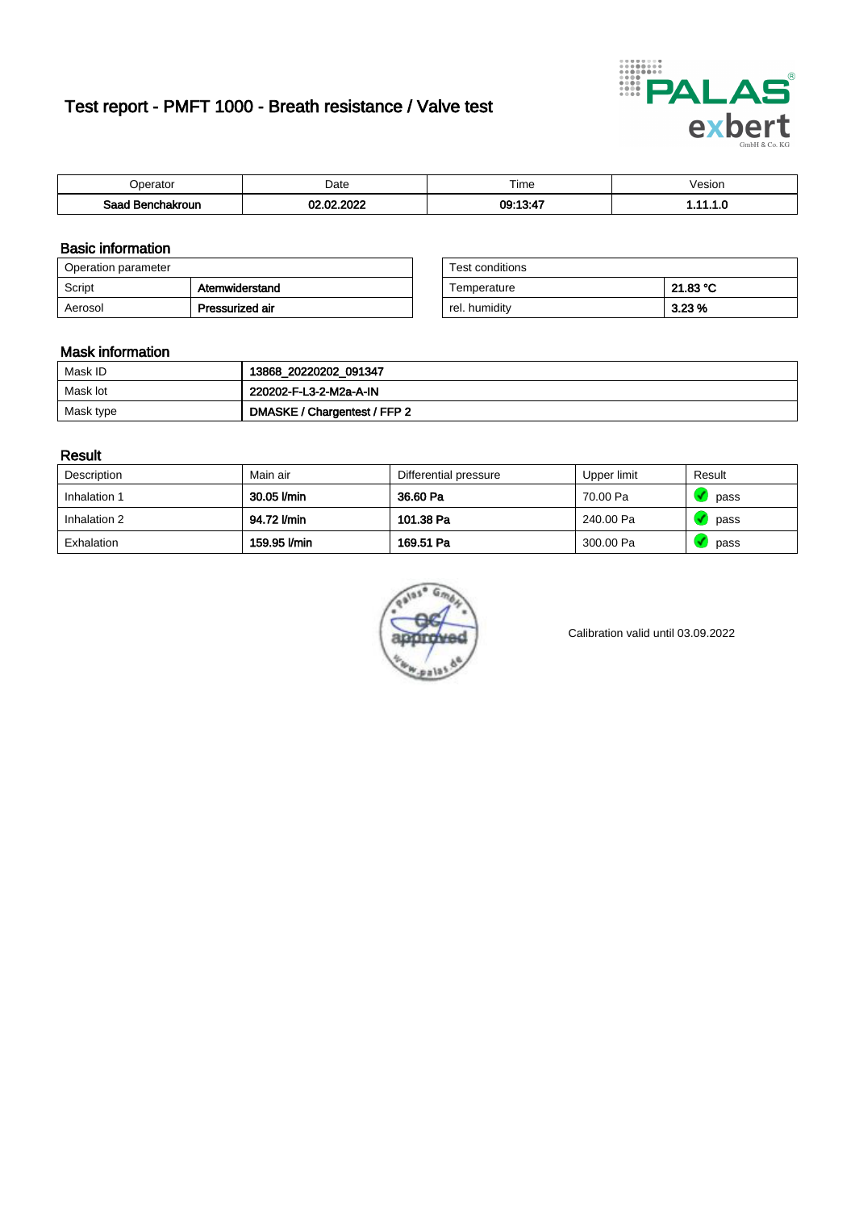# Test report - PMFT 1000 - Breath resistance / Valve test

| Operator | Date | Time | Vesion |
|---|---|---|---|
| **Saad Benchakroun** | **02.02.2022** | **09:13:47** | **1.11.1.0** |

## Basic information

| Operation parameter | |
|---|---|
| Script | **Atemwiderstand** |
| Aerosol | **Pressurized air** |

| Test conditions | |
|---|---|
| Temperature | **21.83 °C** |
| rel. humidity | **3.23 %** |

## Mask information

| | |
|---|---|
| Mask ID | **13868_20220202_091347** |
| Mask lot | **220202-F-L3-2-M2a-A-IN** |
| Mask type | **DMASKE / Chargentest / FFP 2** |

## Result

| Description | Main air | Differential pressure | Upper limit | Result |
|---|---|---|---|---|
| Inhalation 1 | **30.05 l/min** | **36.60 Pa** | 70.00 Pa | pass |
| Inhalation 2 | **94.72 l/min** | **101.38 Pa** | 240.00 Pa | pass |
| Exhalation | **159.95 l/min** | **169.51 Pa** | 300.00 Pa | pass |

Calibration valid until 03.09.2022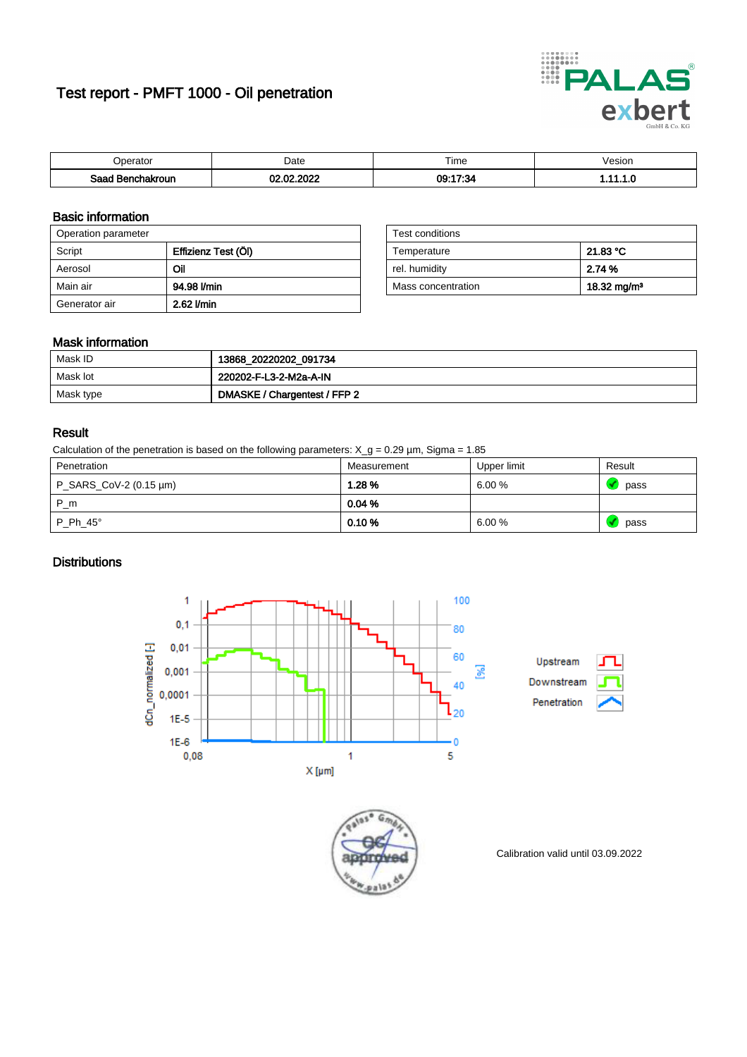# Test report - PMFT 1000 - Oil penetration

PALAS exbert GmbH & Co. KG

| Operator | Date | Time | Vesion |
|---|---|---|---|
| Saad Benchakroun | 02.02.2022 | 09:17:34 | 1.11.1.0 |

## Basic information

| Operation parameter | |
|---|---|
| Script | Effizienz Test (Öl) |
| Aerosol | Oil |
| Main air | 94.98 l/min |
| Generator air | 2.62 l/min |

| Test conditions | |
|---|---|
| Temperature | 21.83 °C |
| rel. humidity | 2.74 % |
| Mass concentration | 18.32 mg/m³ |

## Mask information

| | |
|---|---|
| Mask ID | 13868_20220202_091734 |
| Mask lot | 220202-F-L3-2-M2a-A-IN |
| Mask type | DMASKE / Chargentest / FFP 2 |

## Result

Calculation of the penetration is based on the following parameters: X_g = 0.29 µm, Sigma = 1.85

| Penetration | Measurement | Upper limit | Result |
|---|---|---|---|
| P_SARS_CoV-2 (0.15 µm) | 1.28 % | 6.00 % | pass |
| P_m | 0.04 % | | |
| P_Ph_45° | 0.10 % | 6.00 % | pass |

## Distributions

dCn_normalized [-]
1
0,1
0,01
0,001
0,0001
1E-5
1E-6
0,08
1
5
X [µm]
[%]
100
80
60
40
20
0

Upstream
Downstream
Penetration

QC approved
Palas® GmbH
www.palas.de

Calibration valid until 03.09.2022